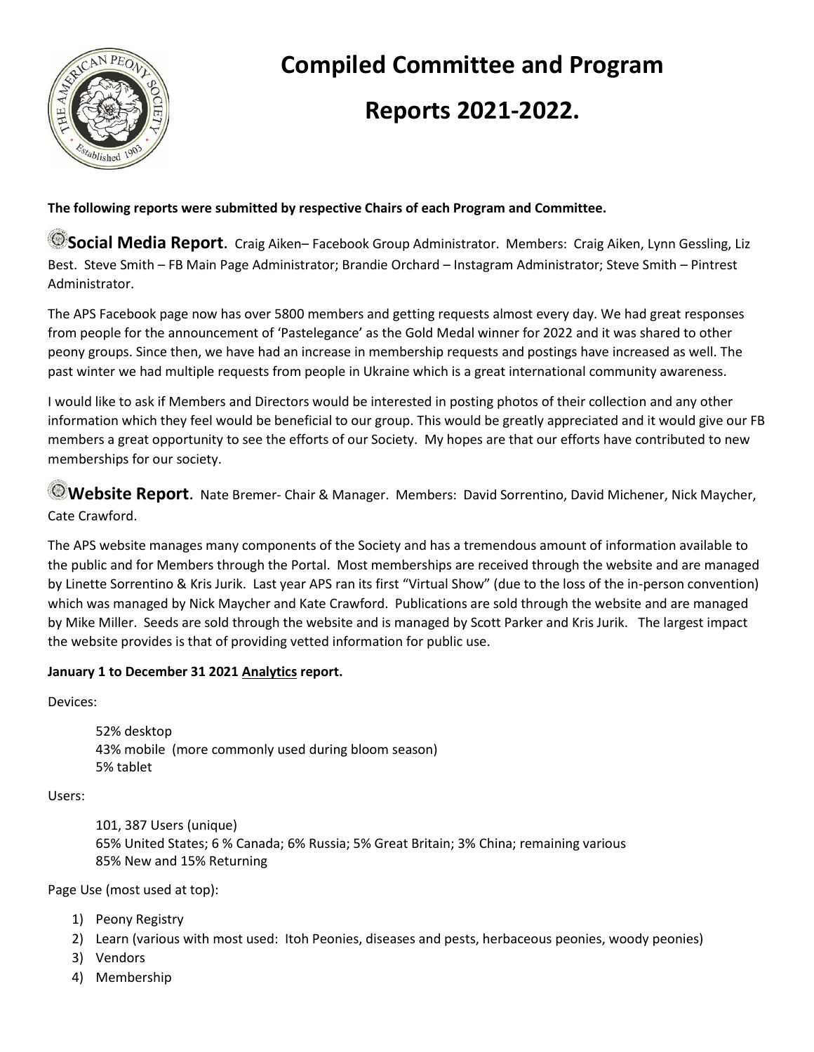# Compiled Committee and Program Reports 2021-2022.

**The following reports were submitted by respective Chairs of each Program and Committee.**

**Social Media Report**. Craig Aiken– Facebook Group Administrator. Members: Craig Aiken, Lynn Gessling, Liz Best. Steve Smith – FB Main Page Administrator; Brandie Orchard – Instagram Administrator; Steve Smith – Pintrest Administrator.

The APS Facebook page now has over 5800 members and getting requests almost every day. We had great responses from people for the announcement of 'Pastelegance' as the Gold Medal winner for 2022 and it was shared to other peony groups. Since then, we have had an increase in membership requests and postings have increased as well. The past winter we had multiple requests from people in Ukraine which is a great international community awareness.

I would like to ask if Members and Directors would be interested in posting photos of their collection and any other information which they feel would be beneficial to our group. This would be greatly appreciated and it would give our FB members a great opportunity to see the efforts of our Society. My hopes are that our efforts have contributed to new memberships for our society.

**Website Report**. Nate Bremer- Chair & Manager. Members: David Sorrentino, David Michener, Nick Maycher, Cate Crawford.

The APS website manages many components of the Society and has a tremendous amount of information available to the public and for Members through the Portal. Most memberships are received through the website and are managed by Linette Sorrentino & Kris Jurik. Last year APS ran its first "Virtual Show" (due to the loss of the in-person convention) which was managed by Nick Maycher and Kate Crawford. Publications are sold through the website and are managed by Mike Miller. Seeds are sold through the website and is managed by Scott Parker and Kris Jurik. The largest impact the website provides is that of providing vetted information for public use.

**January 1 to December 31 2021 Analytics report.**

Devices:

- 52% desktop
- 43% mobile (more commonly used during bloom season)
- 5% tablet

Users:

- 101, 387 Users (unique)
- 65% United States; 6 % Canada; 6% Russia; 5% Great Britain; 3% China; remaining various
- 85% New and 15% Returning

Page Use (most used at top):

1) Peony Registry
2) Learn (various with most used: Itoh Peonies, diseases and pests, herbaceous peonies, woody peonies)
3) Vendors
4) Membership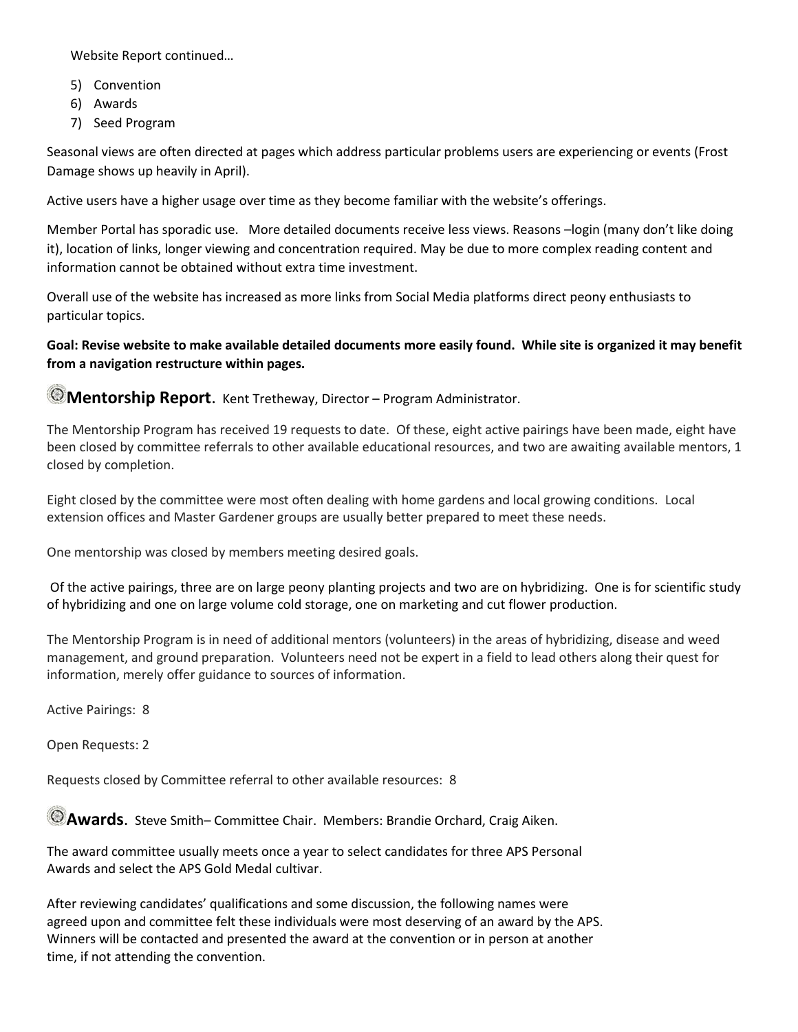Website Report continued…

5) Convention
6) Awards
7) Seed Program

Seasonal views are often directed at pages which address particular problems users are experiencing or events (Frost Damage shows up heavily in April).

Active users have a higher usage over time as they become familiar with the website's offerings.

Member Portal has sporadic use. More detailed documents receive less views. Reasons –login (many don't like doing it), location of links, longer viewing and concentration required. May be due to more complex reading content and information cannot be obtained without extra time investment.

Overall use of the website has increased as more links from Social Media platforms direct peony enthusiasts to particular topics.

**Goal: Revise website to make available detailed documents more easily found. While site is organized it may benefit from a navigation restructure within pages.**

## Mentorship Report. Kent Tretheway, Director – Program Administrator.

The Mentorship Program has received 19 requests to date. Of these, eight active pairings have been made, eight have been closed by committee referrals to other available educational resources, and two are awaiting available mentors, 1 closed by completion.

Eight closed by the committee were most often dealing with home gardens and local growing conditions. Local extension offices and Master Gardener groups are usually better prepared to meet these needs.

One mentorship was closed by members meeting desired goals.

Of the active pairings, three are on large peony planting projects and two are on hybridizing. One is for scientific study of hybridizing and one on large volume cold storage, one on marketing and cut flower production.

The Mentorship Program is in need of additional mentors (volunteers) in the areas of hybridizing, disease and weed management, and ground preparation. Volunteers need not be expert in a field to lead others along their quest for information, merely offer guidance to sources of information.

Active Pairings: 8

Open Requests: 2

Requests closed by Committee referral to other available resources: 8

## Awards. Steve Smith– Committee Chair. Members: Brandie Orchard, Craig Aiken.

The award committee usually meets once a year to select candidates for three APS Personal Awards and select the APS Gold Medal cultivar.

After reviewing candidates' qualifications and some discussion, the following names were agreed upon and committee felt these individuals were most deserving of an award by the APS. Winners will be contacted and presented the award at the convention or in person at another time, if not attending the convention.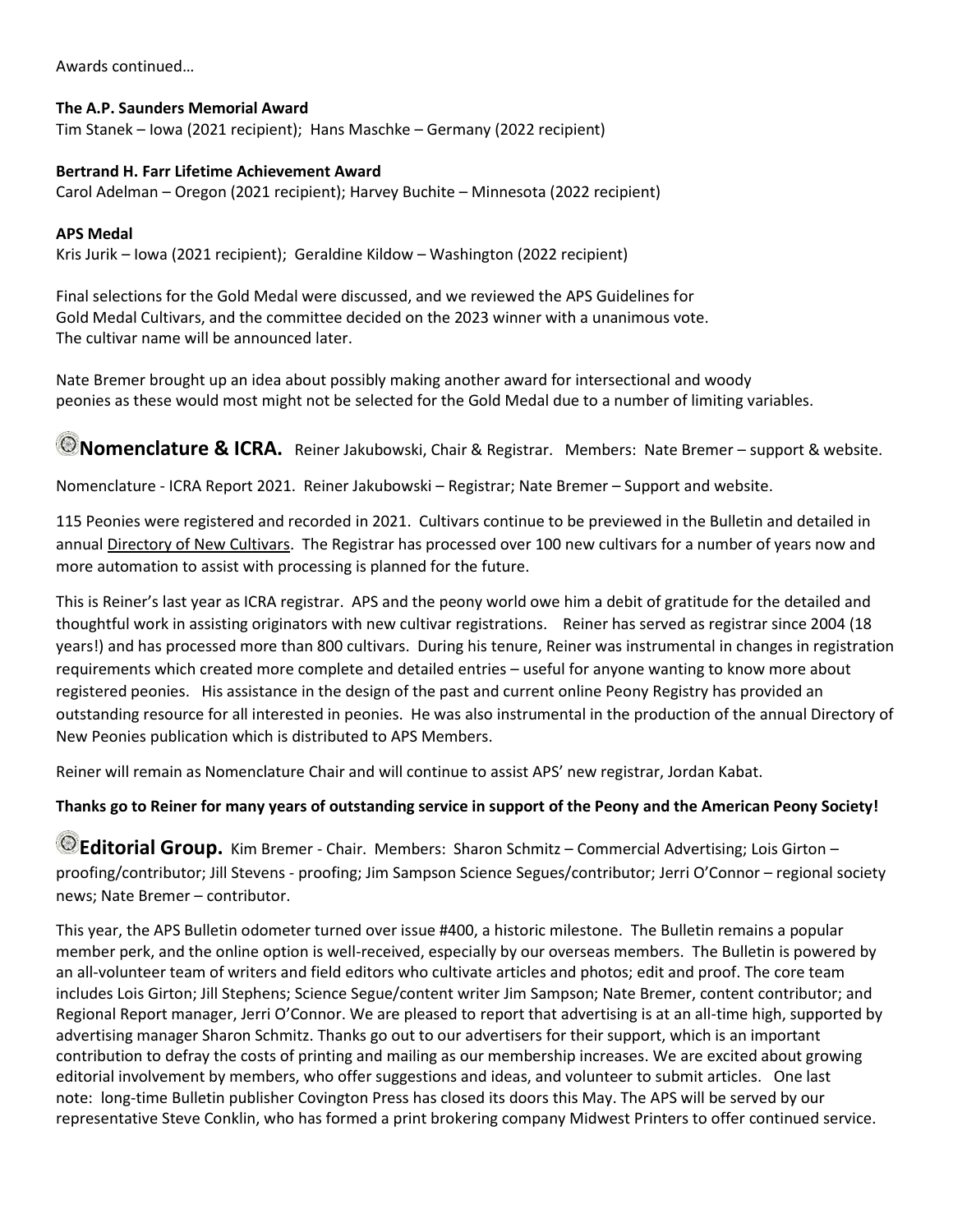Awards continued…

**The A.P. Saunders Memorial Award**
Tim Stanek – Iowa (2021 recipient); Hans Maschke – Germany (2022 recipient)

**Bertrand H. Farr Lifetime Achievement Award**
Carol Adelman – Oregon (2021 recipient); Harvey Buchite – Minnesota (2022 recipient)

**APS Medal**
Kris Jurik – Iowa (2021 recipient); Geraldine Kildow – Washington (2022 recipient)

Final selections for the Gold Medal were discussed, and we reviewed the APS Guidelines for Gold Medal Cultivars, and the committee decided on the 2023 winner with a unanimous vote. The cultivar name will be announced later.

Nate Bremer brought up an idea about possibly making another award for intersectional and woody peonies as these would most might not be selected for the Gold Medal due to a number of limiting variables.

## Nomenclature & ICRA.

Reiner Jakubowski, Chair & Registrar. Members: Nate Bremer – support & website.

Nomenclature - ICRA Report 2021. Reiner Jakubowski – Registrar; Nate Bremer – Support and website.

115 Peonies were registered and recorded in 2021. Cultivars continue to be previewed in the Bulletin and detailed in annual Directory of New Cultivars. The Registrar has processed over 100 new cultivars for a number of years now and more automation to assist with processing is planned for the future.

This is Reiner's last year as ICRA registrar. APS and the peony world owe him a debit of gratitude for the detailed and thoughtful work in assisting originators with new cultivar registrations. Reiner has served as registrar since 2004 (18 years!) and has processed more than 800 cultivars. During his tenure, Reiner was instrumental in changes in registration requirements which created more complete and detailed entries – useful for anyone wanting to know more about registered peonies. His assistance in the design of the past and current online Peony Registry has provided an outstanding resource for all interested in peonies. He was also instrumental in the production of the annual Directory of New Peonies publication which is distributed to APS Members.

Reiner will remain as Nomenclature Chair and will continue to assist APS' new registrar, Jordan Kabat.

**Thanks go to Reiner for many years of outstanding service in support of the Peony and the American Peony Society!**

## Editorial Group.

Kim Bremer - Chair. Members: Sharon Schmitz – Commercial Advertising; Lois Girton – proofing/contributor; Jill Stevens - proofing; Jim Sampson Science Segues/contributor; Jerri O'Connor – regional society news; Nate Bremer – contributor.

This year, the APS Bulletin odometer turned over issue #400, a historic milestone. The Bulletin remains a popular member perk, and the online option is well-received, especially by our overseas members. The Bulletin is powered by an all-volunteer team of writers and field editors who cultivate articles and photos; edit and proof. The core team includes Lois Girton; Jill Stephens; Science Segue/content writer Jim Sampson; Nate Bremer, content contributor; and Regional Report manager, Jerri O'Connor. We are pleased to report that advertising is at an all-time high, supported by advertising manager Sharon Schmitz. Thanks go out to our advertisers for their support, which is an important contribution to defray the costs of printing and mailing as our membership increases. We are excited about growing editorial involvement by members, who offer suggestions and ideas, and volunteer to submit articles. One last note: long-time Bulletin publisher Covington Press has closed its doors this May. The APS will be served by our representative Steve Conklin, who has formed a print brokering company Midwest Printers to offer continued service.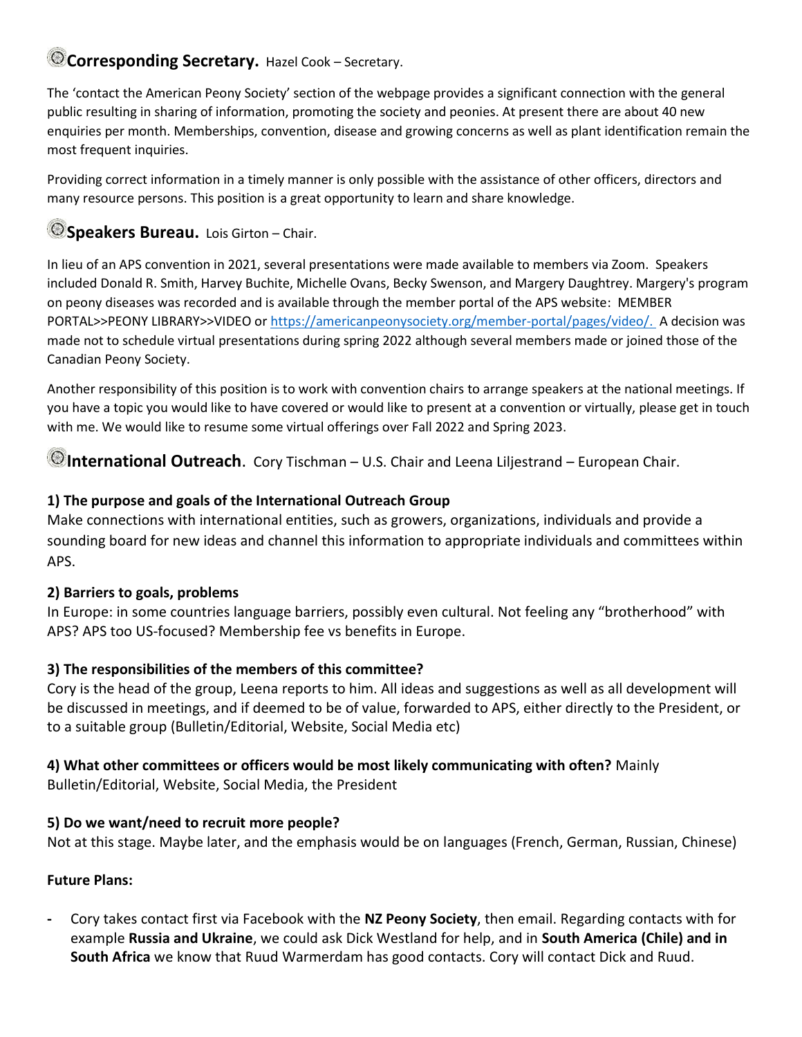## **Corresponding Secretary.** Hazel Cook – Secretary.

The 'contact the American Peony Society' section of the webpage provides a significant connection with the general public resulting in sharing of information, promoting the society and peonies. At present there are about 40 new enquiries per month. Memberships, convention, disease and growing concerns as well as plant identification remain the most frequent inquiries.

Providing correct information in a timely manner is only possible with the assistance of other officers, directors and many resource persons. This position is a great opportunity to learn and share knowledge.

## **Speakers Bureau.** Lois Girton – Chair.

In lieu of an APS convention in 2021, several presentations were made available to members via Zoom. Speakers included Donald R. Smith, Harvey Buchite, Michelle Ovans, Becky Swenson, and Margery Daughtrey. Margery's program on peony diseases was recorded and is available through the member portal of the APS website: MEMBER PORTAL>>PEONY LIBRARY>>VIDEO or [https://americanpeonysociety.org/member-portal/pages/video/.](https://americanpeonysociety.org/member-portal/pages/video/) A decision was made not to schedule virtual presentations during spring 2022 although several members made or joined those of the Canadian Peony Society.

Another responsibility of this position is to work with convention chairs to arrange speakers at the national meetings. If you have a topic you would like to have covered or would like to present at a convention or virtually, please get in touch with me. We would like to resume some virtual offerings over Fall 2022 and Spring 2023.

## **International Outreach**. Cory Tischman – U.S. Chair and Leena Liljestrand – European Chair.

**1) The purpose and goals of the International Outreach Group**
Make connections with international entities, such as growers, organizations, individuals and provide a sounding board for new ideas and channel this information to appropriate individuals and committees within APS.

**2) Barriers to goals, problems**
In Europe: in some countries language barriers, possibly even cultural. Not feeling any "brotherhood" with APS? APS too US-focused? Membership fee vs benefits in Europe.

**3) The responsibilities of the members of this committee?**
Cory is the head of the group, Leena reports to him. All ideas and suggestions as well as all development will be discussed in meetings, and if deemed to be of value, forwarded to APS, either directly to the President, or to a suitable group (Bulletin/Editorial, Website, Social Media etc)

**4) What other committees or officers would be most likely communicating with often?** Mainly Bulletin/Editorial, Website, Social Media, the President

**5) Do we want/need to recruit more people?**
Not at this stage. Maybe later, and the emphasis would be on languages (French, German, Russian, Chinese)

**Future Plans:**

- Cory takes contact first via Facebook with the **NZ Peony Society**, then email. Regarding contacts with for example **Russia and Ukraine**, we could ask Dick Westland for help, and in **South America (Chile) and in South Africa** we know that Ruud Warmerdam has good contacts. Cory will contact Dick and Ruud.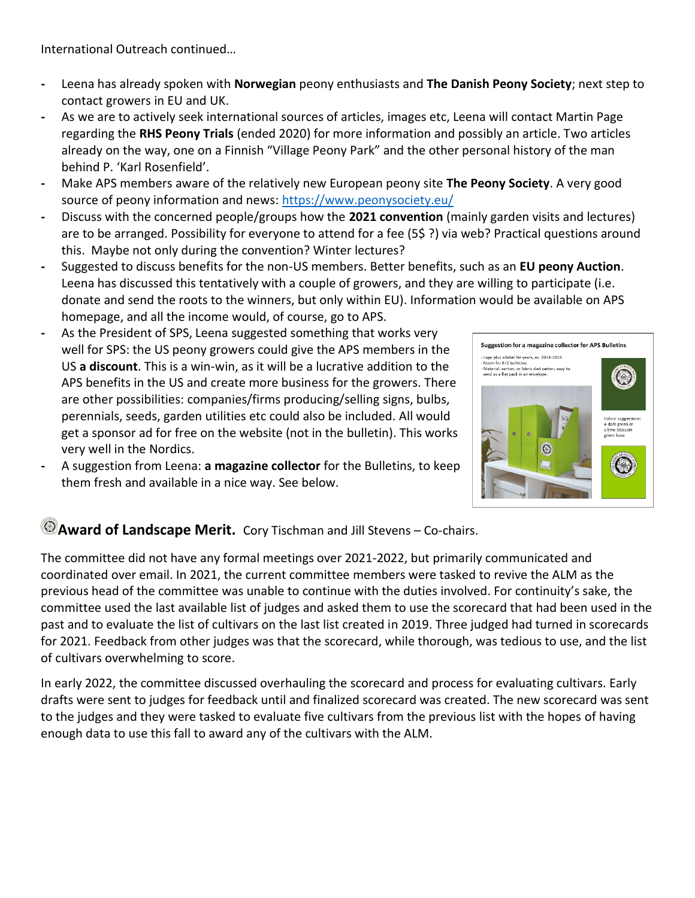International Outreach continued…

- Leena has already spoken with **Norwegian** peony enthusiasts and **The Danish Peony Society**; next step to contact growers in EU and UK.
- As we are to actively seek international sources of articles, images etc, Leena will contact Martin Page regarding the **RHS Peony Trials** (ended 2020) for more information and possibly an article. Two articles already on the way, one on a Finnish "Village Peony Park" and the other personal history of the man behind P. 'Karl Rosenfield'.
- Make APS members aware of the relatively new European peony site **The Peony Society**. A very good source of peony information and news: https://www.peonysociety.eu/
- Discuss with the concerned people/groups how the **2021 convention** (mainly garden visits and lectures) are to be arranged. Possibility for everyone to attend for a fee (5$ ?) via web? Practical questions around this. Maybe not only during the convention? Winter lectures?
- Suggested to discuss benefits for the non-US members. Better benefits, such as an **EU peony Auction**. Leena has discussed this tentatively with a couple of growers, and they are willing to participate (i.e. donate and send the roots to the winners, but only within EU). Information would be available on APS homepage, and all the income would, of course, go to APS.
- As the President of SPS, Leena suggested something that works very well for SPS: the US peony growers could give the APS members in the US **a discount**. This is a win-win, as it will be a lucrative addition to the APS benefits in the US and create more business for the growers. There are other possibilities: companies/firms producing/selling signs, bulbs, perennials, seeds, garden utilities etc could also be included. All would get a sponsor ad for free on the website (not in the bulletin). This works very well in the Nordics.
- A suggestion from Leena: **a magazine collector** for the Bulletins, to keep them fresh and available in a nice way. See below.

**Suggestion for a magazine collector for APS Bulletins**

- Logo plus a label for years, ex. 2018-2019.
- Room for 8+2 bulletins.
- Material: carton, or fabric clad carton, easy to send as a flat pack in an envelope.

Colour suggestions: A dark green or a lime-blossom green base

## Award of Landscape Merit. Cory Tischman and Jill Stevens – Co-chairs.

The committee did not have any formal meetings over 2021-2022, but primarily communicated and coordinated over email. In 2021, the current committee members were tasked to revive the ALM as the previous head of the committee was unable to continue with the duties involved. For continuity's sake, the committee used the last available list of judges and asked them to use the scorecard that had been used in the past and to evaluate the list of cultivars on the last list created in 2019. Three judged had turned in scorecards for 2021. Feedback from other judges was that the scorecard, while thorough, was tedious to use, and the list of cultivars overwhelming to score.

In early 2022, the committee discussed overhauling the scorecard and process for evaluating cultivars. Early drafts were sent to judges for feedback until and finalized scorecard was created. The new scorecard was sent to the judges and they were tasked to evaluate five cultivars from the previous list with the hopes of having enough data to use this fall to award any of the cultivars with the ALM.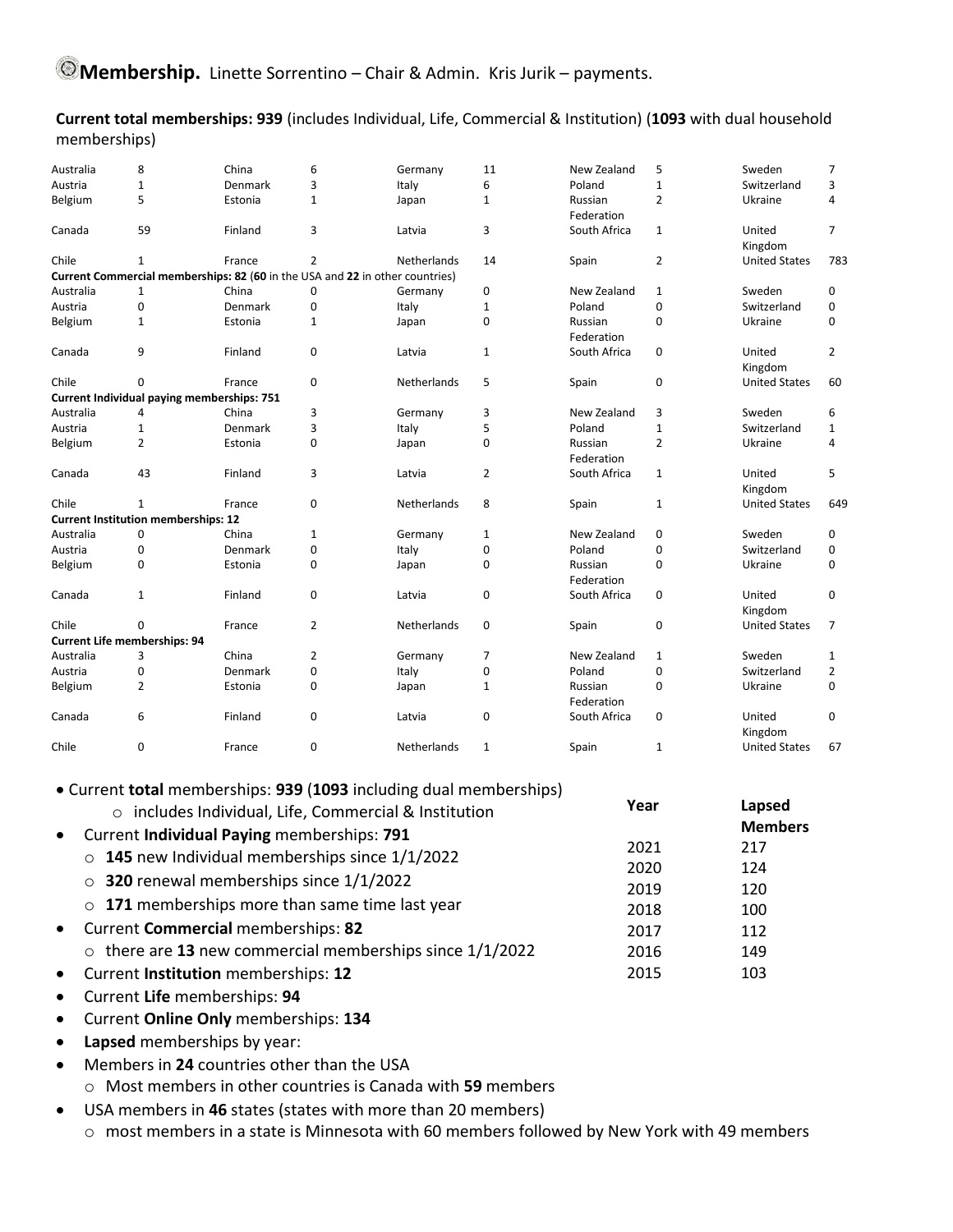## Membership. Linette Sorrentino – Chair & Admin. Kris Jurik – payments.

**Current total memberships: 939** (includes Individual, Life, Commercial & Institution) (**1093** with dual household memberships)

| | | | | | | | | | |
|---|---|---|---|---|---|---|---|---|---|
| Australia | 8 | China | 6 | Germany | 11 | New Zealand | 5 | Sweden | 7 |
| Austria | 1 | Denmark | 3 | Italy | 6 | Poland | 1 | Switzerland | 3 |
| Belgium | 5 | Estonia | 1 | Japan | 1 | Russian Federation | 2 | Ukraine | 4 |
| Canada | 59 | Finland | 3 | Latvia | 3 | South Africa | 1 | United Kingdom | 7 |
| Chile | 1 | France | 2 | Netherlands | 14 | Spain | 2 | United States | 783 |

**Current Commercial memberships: 82** (**60** in the USA and **22** in other countries)

| | | | | | | | | | |
|---|---|---|---|---|---|---|---|---|---|
| Australia | 1 | China | 0 | Germany | 0 | New Zealand | 1 | Sweden | 0 |
| Austria | 0 | Denmark | 0 | Italy | 1 | Poland | 0 | Switzerland | 0 |
| Belgium | 1 | Estonia | 1 | Japan | 0 | Russian Federation | 0 | Ukraine | 0 |
| Canada | 9 | Finland | 0 | Latvia | 1 | South Africa | 0 | United Kingdom | 2 |
| Chile | 0 | France | 0 | Netherlands | 5 | Spain | 0 | United States | 60 |

**Current Individual paying memberships: 751**

| | | | | | | | | | |
|---|---|---|---|---|---|---|---|---|---|
| Australia | 4 | China | 3 | Germany | 3 | New Zealand | 3 | Sweden | 6 |
| Austria | 1 | Denmark | 3 | Italy | 5 | Poland | 1 | Switzerland | 1 |
| Belgium | 2 | Estonia | 0 | Japan | 0 | Russian Federation | 2 | Ukraine | 4 |
| Canada | 43 | Finland | 3 | Latvia | 2 | South Africa | 1 | United Kingdom | 5 |
| Chile | 1 | France | 0 | Netherlands | 8 | Spain | 1 | United States | 649 |

**Current Institution memberships: 12**

| | | | | | | | | | |
|---|---|---|---|---|---|---|---|---|---|
| Australia | 0 | China | 1 | Germany | 1 | New Zealand | 0 | Sweden | 0 |
| Austria | 0 | Denmark | 0 | Italy | 0 | Poland | 0 | Switzerland | 0 |
| Belgium | 0 | Estonia | 0 | Japan | 0 | Russian Federation | 0 | Ukraine | 0 |
| Canada | 1 | Finland | 0 | Latvia | 0 | South Africa | 0 | United Kingdom | 0 |
| Chile | 0 | France | 2 | Netherlands | 0 | Spain | 0 | United States | 7 |

**Current Life memberships: 94**

| | | | | | | | | | |
|---|---|---|---|---|---|---|---|---|---|
| Australia | 3 | China | 2 | Germany | 7 | New Zealand | 1 | Sweden | 1 |
| Austria | 0 | Denmark | 0 | Italy | 0 | Poland | 0 | Switzerland | 2 |
| Belgium | 2 | Estonia | 0 | Japan | 1 | Russian Federation | 0 | Ukraine | 0 |
| Canada | 6 | Finland | 0 | Latvia | 0 | South Africa | 0 | United Kingdom | 0 |
| Chile | 0 | France | 0 | Netherlands | 1 | Spain | 1 | United States | 67 |

- Current **total** memberships: **939** (**1093** including dual memberships)
  - includes Individual, Life, Commercial & Institution
- Current **Individual Paying** memberships: **791**
  - **145** new Individual memberships since 1/1/2022
  - **320** renewal memberships since 1/1/2022
  - **171** memberships more than same time last year
- Current **Commercial** memberships: **82**
  - there are **13** new commercial memberships since 1/1/2022
- Current **Institution** memberships: **12**
- Current **Life** memberships: **94**
- Current **Online Only** memberships: **134**
- **Lapsed** memberships by year:

| Year | Lapsed Members |
|---|---|
| 2021 | 217 |
| 2020 | 124 |
| 2019 | 120 |
| 2018 | 100 |
| 2017 | 112 |
| 2016 | 149 |
| 2015 | 103 |

- Members in **24** countries other than the USA
  - Most members in other countries is Canada with **59** members
- USA members in **46** states (states with more than 20 members)
  - most members in a state is Minnesota with 60 members followed by New York with 49 members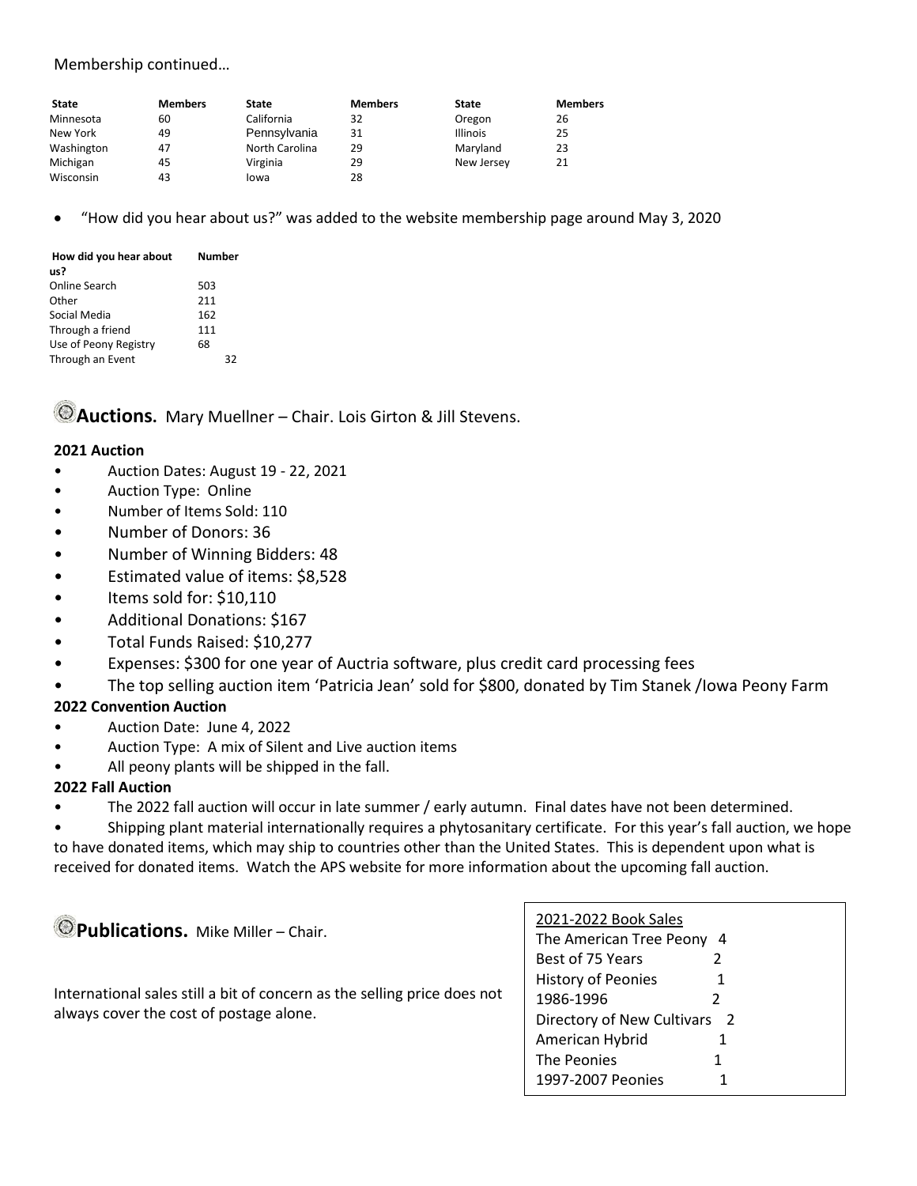Membership continued…

| State | Members | State | Members | State | Members |
|---|---|---|---|---|---|
| Minnesota | 60 | California | 32 | Oregon | 26 |
| New York | 49 | Pennsylvania | 31 | Illinois | 25 |
| Washington | 47 | North Carolina | 29 | Maryland | 23 |
| Michigan | 45 | Virginia | 29 | New Jersey | 21 |
| Wisconsin | 43 | Iowa | 28 | | |

- "How did you hear about us?" was added to the website membership page around May 3, 2020

| How did you hear about us? | Number |
|---|---|
| Online Search | 503 |
| Other | 211 |
| Social Media | 162 |
| Through a friend | 111 |
| Use of Peony Registry | 68 |
| Through an Event | 32 |

## Auctions. Mary Muellner – Chair. Lois Girton & Jill Stevens.

**2021 Auction**

- Auction Dates: August 19 - 22, 2021
- Auction Type: Online
- Number of Items Sold: 110
- Number of Donors: 36
- Number of Winning Bidders: 48
- Estimated value of items: $8,528
- Items sold for: $10,110
- Additional Donations: $167
- Total Funds Raised: $10,277
- Expenses: $300 for one year of Auctria software, plus credit card processing fees
- The top selling auction item 'Patricia Jean' sold for $800, donated by Tim Stanek /Iowa Peony Farm

**2022 Convention Auction**

- Auction Date: June 4, 2022
- Auction Type: A mix of Silent and Live auction items
- All peony plants will be shipped in the fall.

**2022 Fall Auction**

- The 2022 fall auction will occur in late summer / early autumn. Final dates have not been determined.
- Shipping plant material internationally requires a phytosanitary certificate. For this year's fall auction, we hope to have donated items, which may ship to countries other than the United States. This is dependent upon what is received for donated items. Watch the APS website for more information about the upcoming fall auction.

## Publications. Mike Miller – Chair.

International sales still a bit of concern as the selling price does not always cover the cost of postage alone.

| 2021-2022 Book Sales | |
|---|---|
| The American Tree Peony | 4 |
| Best of 75 Years | 2 |
| History of Peonies | 1 |
| 1986-1996 | 2 |
| Directory of New Cultivars | 2 |
| American Hybrid | 1 |
| The Peonies | 1 |
| 1997-2007 Peonies | 1 |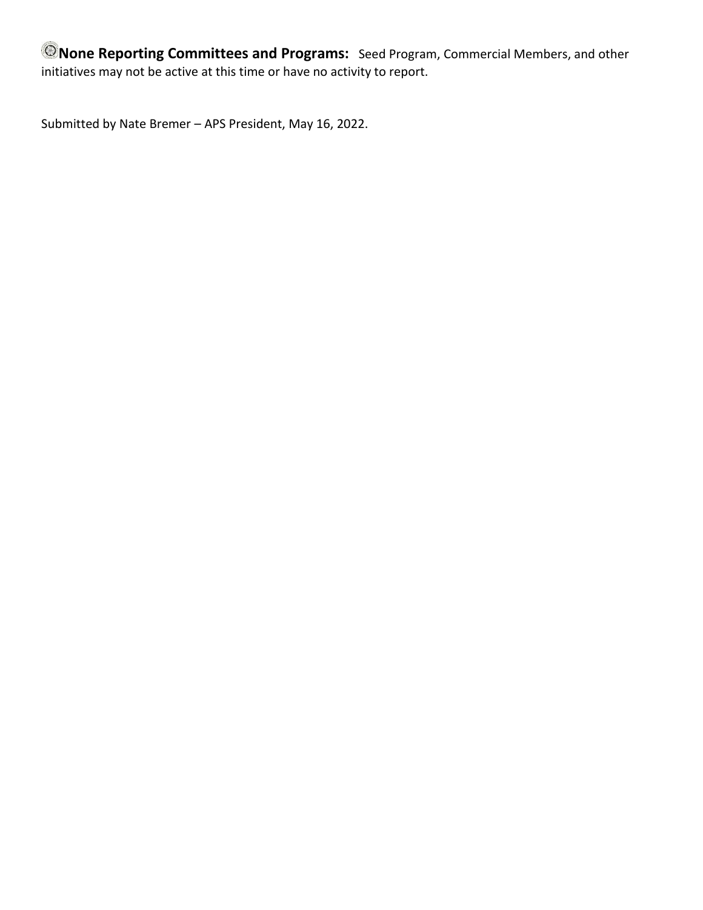**None Reporting Committees and Programs:** Seed Program, Commercial Members, and other initiatives may not be active at this time or have no activity to report.

Submitted by Nate Bremer – APS President, May 16, 2022.